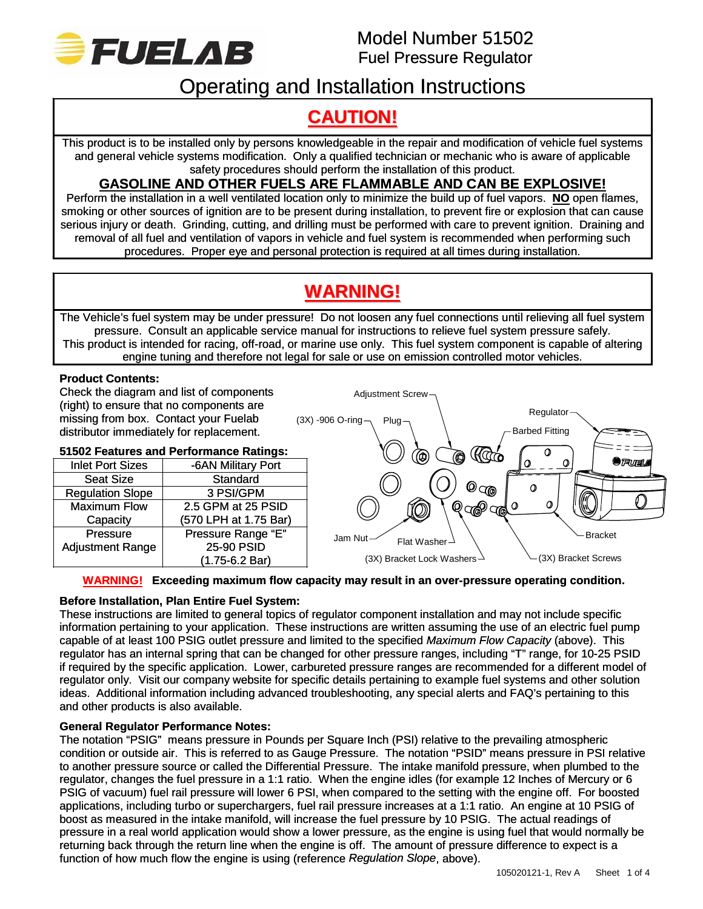Model Number 51502
Fuel Pressure Regulator

# Operating and Installation Instructions

## CAUTION!

This product is to be installed only by persons knowledgeable in the repair and modification of vehicle fuel systems and general vehicle systems modification. Only a qualified technician or mechanic who is aware of applicable safety procedures should perform the installation of this product.

**GASOLINE AND OTHER FUELS ARE FLAMMABLE AND CAN BE EXPLOSIVE!**

Perform the installation in a well ventilated location only to minimize the build up of fuel vapors. **NO** open flames, smoking or other sources of ignition are to be present during installation, to prevent fire or explosion that can cause serious injury or death. Grinding, cutting, and drilling must be performed with care to prevent ignition. Draining and removal of all fuel and ventilation of vapors in vehicle and fuel system is recommended when performing such procedures. Proper eye and personal protection is required at all times during installation.

## WARNING!

The Vehicle's fuel system may be under pressure! Do not loosen any fuel connections until relieving all fuel system pressure. Consult an applicable service manual for instructions to relieve fuel system pressure safely. This product is intended for racing, off-road, or marine use only. This fuel system component is capable of altering engine tuning and therefore not legal for sale or use on emission controlled motor vehicles.

**Product Contents:**

Check the diagram and list of components (right) to ensure that no components are missing from box. Contact your Fuelab distributor immediately for replacement.

Adjustment Screw, (3X) -906 O-ring, Plug, Regulator, Barbed Fitting, Jam Nut, Flat Washer, Bracket, (3X) Bracket Lock Washers, (3X) Bracket Screws

**51502 Features and Performance Ratings:**

| Inlet Port Sizes | -6AN Military Port |
|---|---|
| Seat Size | Standard |
| Regulation Slope | 3 PSI/GPM |
| Maximum Flow Capacity | 2.5 GPM at 25 PSID (570 LPH at 1.75 Bar) |
| Pressure Adjustment Range | Pressure Range "E" 25-90 PSID (1.75-6.2 Bar) |

**WARNING! Exceeding maximum flow capacity may result in an over-pressure operating condition.**

**Before Installation, Plan Entire Fuel System:**

These instructions are limited to general topics of regulator component installation and may not include specific information pertaining to your application. These instructions are written assuming the use of an electric fuel pump capable of at least 100 PSIG outlet pressure and limited to the specified *Maximum Flow Capacity* (above). This regulator has an internal spring that can be changed for other pressure ranges, including "T" range, for 10-25 PSID if required by the specific application. Lower, carbureted pressure ranges are recommended for a different model of regulator only. Visit our company website for specific details pertaining to example fuel systems and other solution ideas. Additional information including advanced troubleshooting, any special alerts and FAQ's pertaining to this and other products is also available.

**General Regulator Performance Notes:**

The notation "PSIG" means pressure in Pounds per Square Inch (PSI) relative to the prevailing atmospheric condition or outside air. This is referred to as Gauge Pressure. The notation "PSID" means pressure in PSI relative to another pressure source or called the Differential Pressure. The intake manifold pressure, when plumbed to the regulator, changes the fuel pressure in a 1:1 ratio. When the engine idles (for example 12 Inches of Mercury or 6 PSIG of vacuum) fuel rail pressure will lower 6 PSI, when compared to the setting with the engine off. For boosted applications, including turbo or superchargers, fuel rail pressure increases at a 1:1 ratio. An engine at 10 PSIG of boost as measured in the intake manifold, will increase the fuel pressure by 10 PSIG. The actual readings of pressure in a real world application would show a lower pressure, as the engine is using fuel that would normally be returning back through the return line when the engine is off. The amount of pressure difference to expect is a function of how much flow the engine is using (reference *Regulation Slope*, above).

105020121-1, Rev A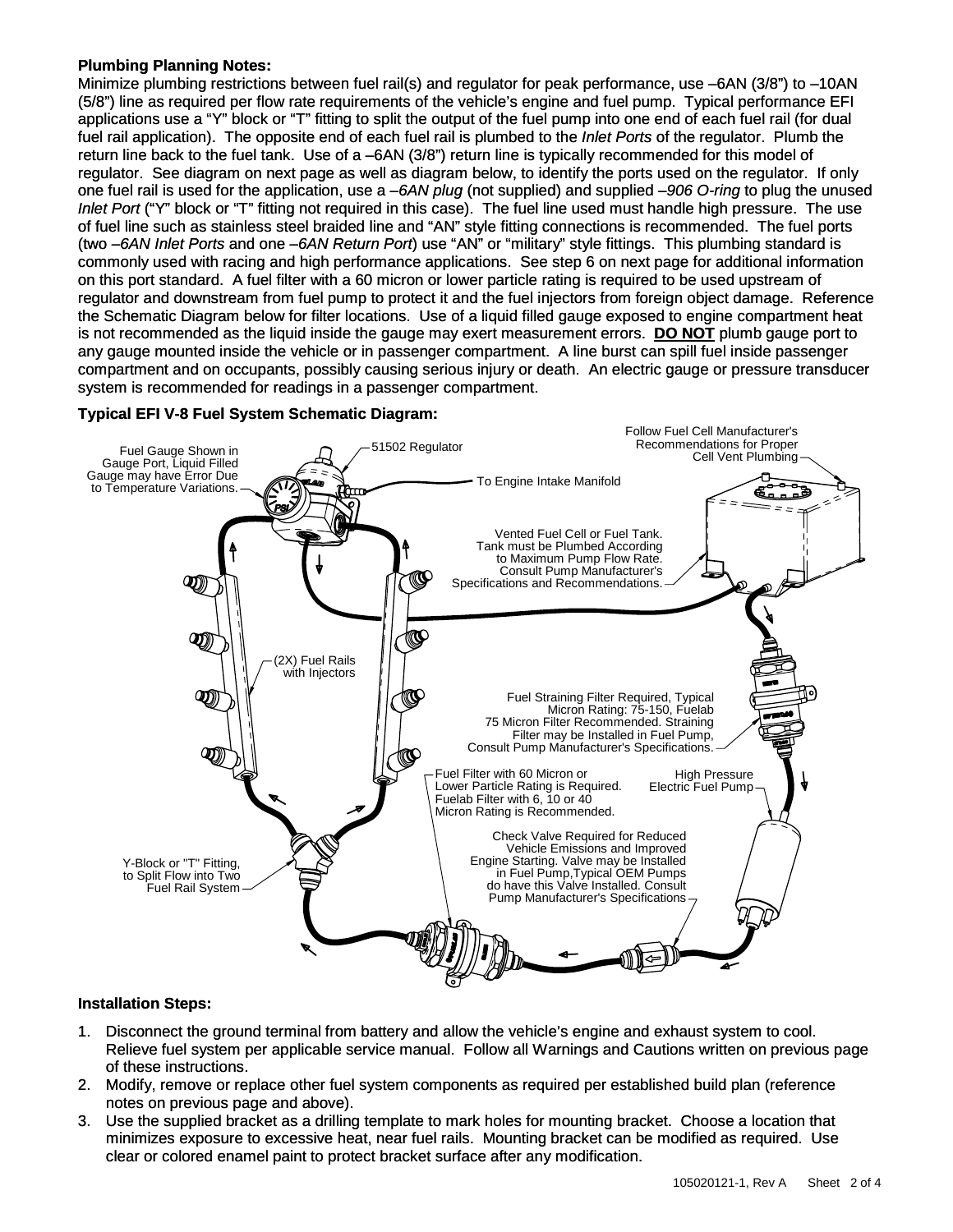**Plumbing Planning Notes:**

Minimize plumbing restrictions between fuel rail(s) and regulator for peak performance, use –6AN (3/8") to –10AN (5/8") line as required per flow rate requirements of the vehicle's engine and fuel pump. Typical performance EFI applications use a "Y" block or "T" fitting to split the output of the fuel pump into one end of each fuel rail (for dual fuel rail application). The opposite end of each fuel rail is plumbed to the *Inlet Ports* of the regulator. Plumb the return line back to the fuel tank. Use of a –6AN (3/8") return line is typically recommended for this model of regulator. See diagram on next page as well as diagram below, to identify the ports used on the regulator. If only one fuel rail is used for the application, use a *–6AN plug* (not supplied) and supplied *–906 O-ring* to plug the unused *Inlet Port* ("Y" block or "T" fitting not required in this case). The fuel line used must handle high pressure. The use of fuel line such as stainless steel braided line and "AN" style fitting connections is recommended. The fuel ports (two *–6AN Inlet Ports* and one *–6AN Return Port*) use "AN" or "military" style fittings. This plumbing standard is commonly used with racing and high performance applications. See step 6 on next page for additional information on this port standard. A fuel filter with a 60 micron or lower particle rating is required to be used upstream of regulator and downstream from fuel pump to protect it and the fuel injectors from foreign object damage. Reference the Schematic Diagram below for filter locations. Use of a liquid filled gauge exposed to engine compartment heat is not recommended as the liquid inside the gauge may exert measurement errors. **DO NOT** plumb gauge port to any gauge mounted inside the vehicle or in passenger compartment. A line burst can spill fuel inside passenger compartment and on occupants, possibly causing serious injury or death. An electric gauge or pressure transducer system is recommended for readings in a passenger compartment.

**Typical EFI V-8 Fuel System Schematic Diagram:**

Fuel Gauge Shown in Gauge Port, Liquid Filled Gauge may have Error Due to Temperature Variations.

51502 Regulator

To Engine Intake Manifold

Follow Fuel Cell Manufacturer's Recommendations for Proper Cell Vent Plumbing

Vented Fuel Cell or Fuel Tank. Tank must be Plumbed According to Maximum Pump Flow Rate. Consult Pump Manufacturer's Specifications and Recommendations.

(2X) Fuel Rails with Injectors

Fuel Straining Filter Required, Typical Micron Rating: 75-150, Fuelab 75 Micron Filter Recommended. Straining Filter may be Installed in Fuel Pump, Consult Pump Manufacturer's Specifications.

Fuel Filter with 60 Micron or Lower Particle Rating is Required. Fuelab Filter with 6, 10 or 40 Micron Rating is Recommended.

High Pressure Electric Fuel Pump

Check Valve Required for Reduced Vehicle Emissions and Improved Engine Starting. Valve may be Installed in Fuel Pump,Typical OEM Pumps do have this Valve Installed. Consult Pump Manufacturer's Specifications

Y-Block or "T" Fitting, to Split Flow into Two Fuel Rail System

**Installation Steps:**

1. Disconnect the ground terminal from battery and allow the vehicle's engine and exhaust system to cool. Relieve fuel system per applicable service manual. Follow all Warnings and Cautions written on previous page of these instructions.
2. Modify, remove or replace other fuel system components as required per established build plan (reference notes on previous page and above).
3. Use the supplied bracket as a drilling template to mark holes for mounting bracket. Choose a location that minimizes exposure to excessive heat, near fuel rails. Mounting bracket can be modified as required. Use clear or colored enamel paint to protect bracket surface after any modification.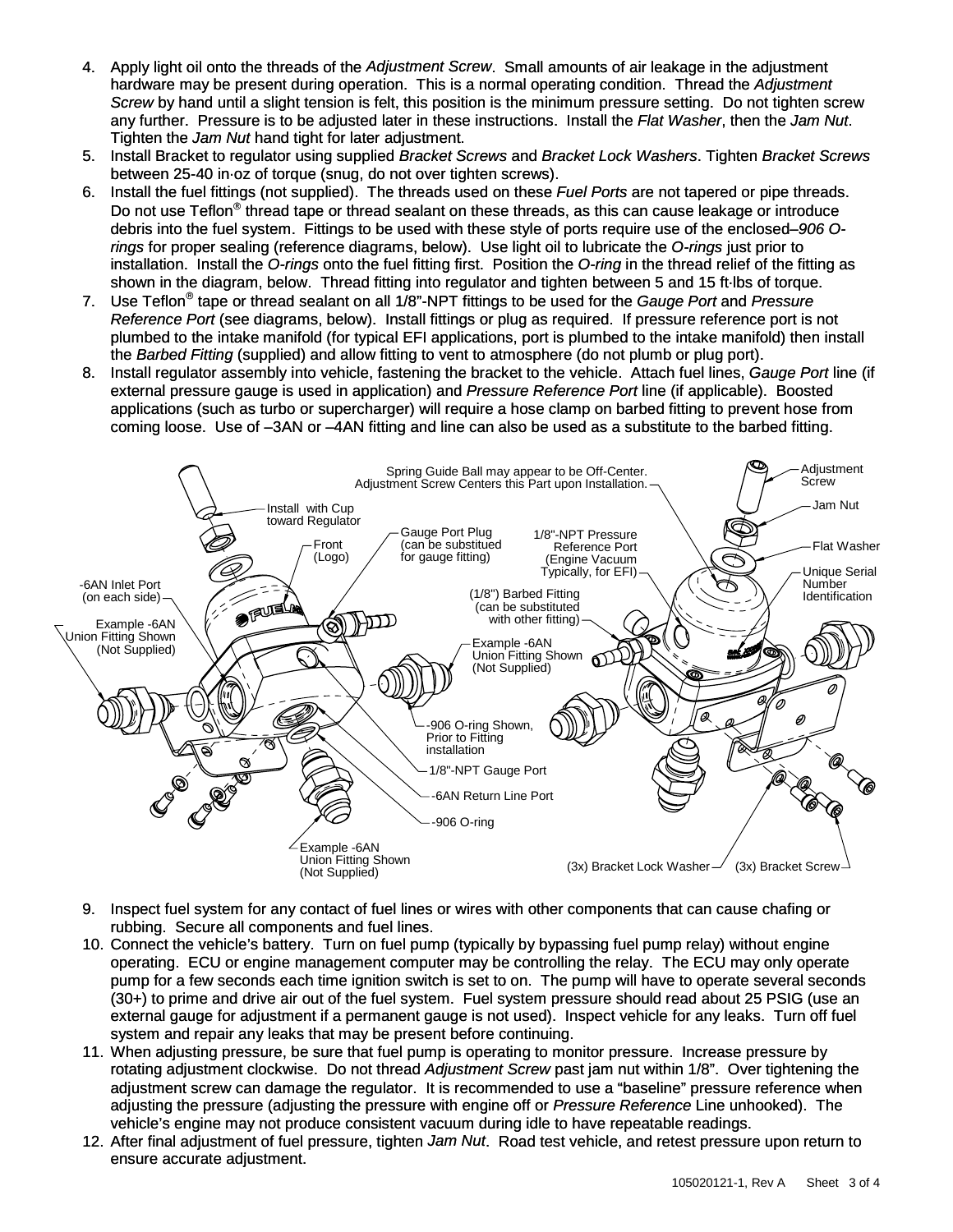4. Apply light oil onto the threads of the *Adjustment Screw*. Small amounts of air leakage in the adjustment hardware may be present during operation. This is a normal operating condition. Thread the *Adjustment Screw* by hand until a slight tension is felt, this position is the minimum pressure setting. Do not tighten screw any further. Pressure is to be adjusted later in these instructions. Install the *Flat Washer*, then the *Jam Nut*. Tighten the *Jam Nut* hand tight for later adjustment.
5. Install Bracket to regulator using supplied *Bracket Screws* and *Bracket Lock Washers*. Tighten *Bracket Screws* between 25-40 in·oz of torque (snug, do not over tighten screws).
6. Install the fuel fittings (not supplied). The threads used on these *Fuel Ports* are not tapered or pipe threads. Do not use Teflon® thread tape or thread sealant on these threads, as this can cause leakage or introduce debris into the fuel system. Fittings to be used with these style of ports require use of the enclosed *–906 O-rings* for proper sealing (reference diagrams, below). Use light oil to lubricate the *O-rings* just prior to installation. Install the *O-rings* onto the fuel fitting first. Position the *O-ring* in the thread relief of the fitting as shown in the diagram, below. Thread fitting into regulator and tighten between 5 and 15 ft·lbs of torque.
7. Use Teflon® tape or thread sealant on all 1/8"-NPT fittings to be used for the *Gauge Port* and *Pressure Reference Port* (see diagrams, below). Install fittings or plug as required. If pressure reference port is not plumbed to the intake manifold (for typical EFI applications, port is plumbed to the intake manifold) then install the *Barbed Fitting* (supplied) and allow fitting to vent to atmosphere (do not plumb or plug port).
8. Install regulator assembly into vehicle, fastening the bracket to the vehicle. Attach fuel lines, *Gauge Port* line (if external pressure gauge is used in application) and *Pressure Reference Port* line (if applicable). Boosted applications (such as turbo or supercharger) will require a hose clamp on barbed fitting to prevent hose from coming loose. Use of –3AN or –4AN fitting and line can also be used as a substitute to the barbed fitting.

9. Inspect fuel system for any contact of fuel lines or wires with other components that can cause chafing or rubbing. Secure all components and fuel lines.
10. Connect the vehicle's battery. Turn on fuel pump (typically by bypassing fuel pump relay) without engine operating. ECU or engine management computer may be controlling the relay. The ECU may only operate pump for a few seconds each time ignition switch is set to on. The pump will have to operate several seconds (30+) to prime and drive air out of the fuel system. Fuel system pressure should read about 25 PSIG (use an external gauge for adjustment if a permanent gauge is not used). Inspect vehicle for any leaks. Turn off fuel system and repair any leaks that may be present before continuing.
11. When adjusting pressure, be sure that fuel pump is operating to monitor pressure. Increase pressure by rotating adjustment clockwise. Do not thread *Adjustment Screw* past jam nut within 1/8". Over tightening the adjustment screw can damage the regulator. It is recommended to use a "baseline" pressure reference when adjusting the pressure (adjusting the pressure with engine off or *Pressure Reference* Line unhooked). The vehicle's engine may not produce consistent vacuum during idle to have repeatable readings.
12. After final adjustment of fuel pressure, tighten *Jam Nut*. Road test vehicle, and retest pressure upon return to ensure accurate adjustment.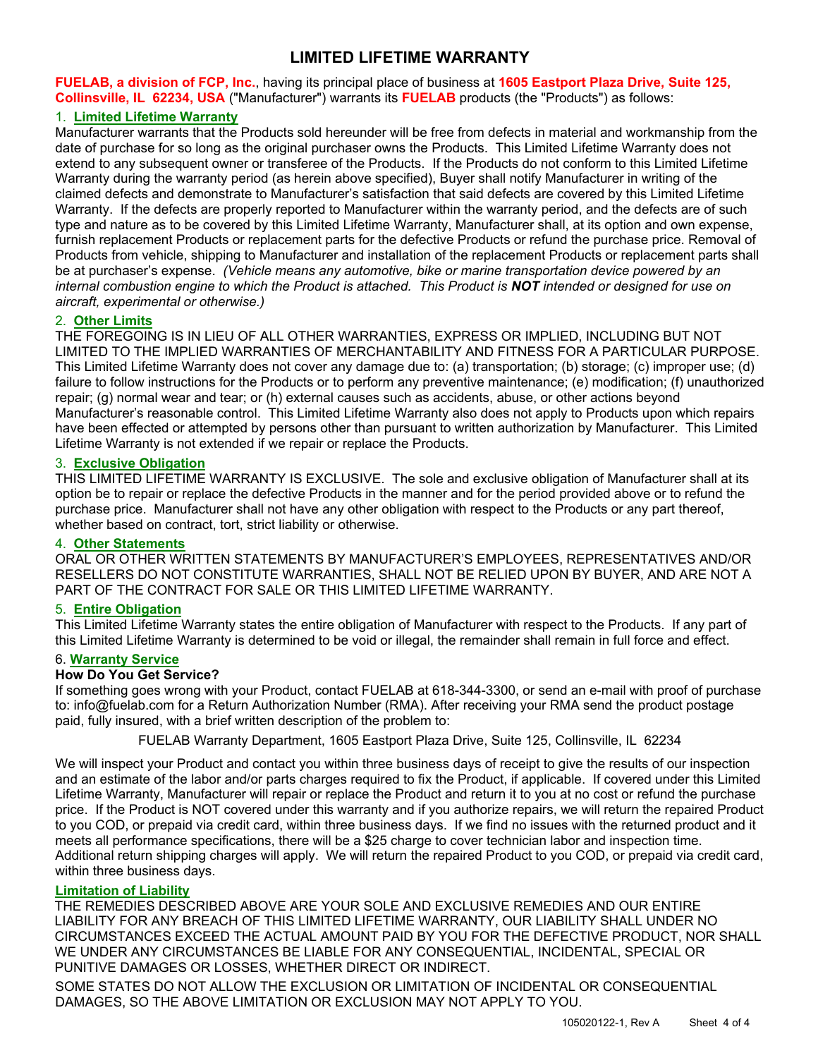# LIMITED LIFETIME WARRANTY

**FUELAB, a division of FCP, Inc.**, having its principal place of business at **1605 Eastport Plaza Drive, Suite 125, Collinsville, IL 62234, USA** ("Manufacturer") warrants its **FUELAB** products (the "Products") as follows:

## 1. Limited Lifetime Warranty

Manufacturer warrants that the Products sold hereunder will be free from defects in material and workmanship from the date of purchase for so long as the original purchaser owns the Products. This Limited Lifetime Warranty does not extend to any subsequent owner or transferee of the Products. If the Products do not conform to this Limited Lifetime Warranty during the warranty period (as herein above specified), Buyer shall notify Manufacturer in writing of the claimed defects and demonstrate to Manufacturer's satisfaction that said defects are covered by this Limited Lifetime Warranty. If the defects are properly reported to Manufacturer within the warranty period, and the defects are of such type and nature as to be covered by this Limited Lifetime Warranty, Manufacturer shall, at its option and own expense, furnish replacement Products or replacement parts for the defective Products or refund the purchase price. Removal of Products from vehicle, shipping to Manufacturer and installation of the replacement Products or replacement parts shall be at purchaser's expense. *(Vehicle means any automotive, bike or marine transportation device powered by an internal combustion engine to which the Product is attached. This Product is **NOT** intended or designed for use on aircraft, experimental or otherwise.)*

## 2. Other Limits

THE FOREGOING IS IN LIEU OF ALL OTHER WARRANTIES, EXPRESS OR IMPLIED, INCLUDING BUT NOT LIMITED TO THE IMPLIED WARRANTIES OF MERCHANTABILITY AND FITNESS FOR A PARTICULAR PURPOSE. This Limited Lifetime Warranty does not cover any damage due to: (a) transportation; (b) storage; (c) improper use; (d) failure to follow instructions for the Products or to perform any preventive maintenance; (e) modification; (f) unauthorized repair; (g) normal wear and tear; or (h) external causes such as accidents, abuse, or other actions beyond Manufacturer's reasonable control. This Limited Lifetime Warranty also does not apply to Products upon which repairs have been effected or attempted by persons other than pursuant to written authorization by Manufacturer. This Limited Lifetime Warranty is not extended if we repair or replace the Products.

## 3. Exclusive Obligation

THIS LIMITED LIFETIME WARRANTY IS EXCLUSIVE. The sole and exclusive obligation of Manufacturer shall at its option be to repair or replace the defective Products in the manner and for the period provided above or to refund the purchase price. Manufacturer shall not have any other obligation with respect to the Products or any part thereof, whether based on contract, tort, strict liability or otherwise.

## 4. Other Statements

ORAL OR OTHER WRITTEN STATEMENTS BY MANUFACTURER'S EMPLOYEES, REPRESENTATIVES AND/OR RESELLERS DO NOT CONSTITUTE WARRANTIES, SHALL NOT BE RELIED UPON BY BUYER, AND ARE NOT A PART OF THE CONTRACT FOR SALE OR THIS LIMITED LIFETIME WARRANTY.

## 5. Entire Obligation

This Limited Lifetime Warranty states the entire obligation of Manufacturer with respect to the Products. If any part of this Limited Lifetime Warranty is determined to be void or illegal, the remainder shall remain in full force and effect.

## 6. Warranty Service

**How Do You Get Service?**

If something goes wrong with your Product, contact FUELAB at 618-344-3300, or send an e-mail with proof of purchase to: info@fuelab.com for a Return Authorization Number (RMA). After receiving your RMA send the product postage paid, fully insured, with a brief written description of the problem to:

FUELAB Warranty Department, 1605 Eastport Plaza Drive, Suite 125, Collinsville, IL 62234

We will inspect your Product and contact you within three business days of receipt to give the results of our inspection and an estimate of the labor and/or parts charges required to fix the Product, if applicable. If covered under this Limited Lifetime Warranty, Manufacturer will repair or replace the Product and return it to you at no cost or refund the purchase price. If the Product is NOT covered under this warranty and if you authorize repairs, we will return the repaired Product to you COD, or prepaid via credit card, within three business days. If we find no issues with the returned product and it meets all performance specifications, there will be a $25 charge to cover technician labor and inspection time. Additional return shipping charges will apply. We will return the repaired Product to you COD, or prepaid via credit card, within three business days.

## Limitation of Liability

THE REMEDIES DESCRIBED ABOVE ARE YOUR SOLE AND EXCLUSIVE REMEDIES AND OUR ENTIRE LIABILITY FOR ANY BREACH OF THIS LIMITED LIFETIME WARRANTY, OUR LIABILITY SHALL UNDER NO CIRCUMSTANCES EXCEED THE ACTUAL AMOUNT PAID BY YOU FOR THE DEFECTIVE PRODUCT, NOR SHALL WE UNDER ANY CIRCUMSTANCES BE LIABLE FOR ANY CONSEQUENTIAL, INCIDENTAL, SPECIAL OR PUNITIVE DAMAGES OR LOSSES, WHETHER DIRECT OR INDIRECT.

SOME STATES DO NOT ALLOW THE EXCLUSION OR LIMITATION OF INCIDENTAL OR CONSEQUENTIAL DAMAGES, SO THE ABOVE LIMITATION OR EXCLUSION MAY NOT APPLY TO YOU.

105020122-1, Rev A